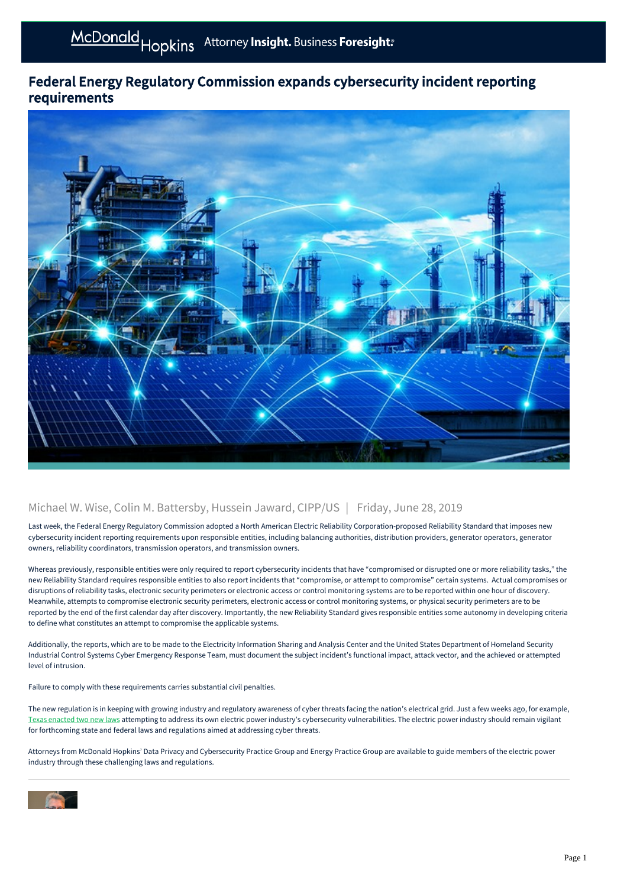McDonald Hopkins Attorney **Insight.** Business **Foresight.**

# Federal Energy Regulatory Commission expands cybersecurity incident reporting requirements

Michael W. Wise, Colin M. Battersby, Hussein Jaward, CIPP/US | Friday, June 28, 2019

Last week, the Federal Energy Regulatory Commission adopted a North American Electric Reliability Corporation-proposed Reliability Standard that imposes new cybersecurity incident reporting requirements upon responsible entities, including balancing authorities, distribution providers, generator operators, generator owners, reliability coordinators, transmission operators, and transmission owners.

Whereas previously, responsible entities were only required to report cybersecurity incidents that have "compromised or disrupted one or more reliability tasks," the new Reliability Standard requires responsible entities to also report incidents that "compromise, or attempt to compromise" certain systems. Actual compromises or disruptions of reliability tasks, electronic security perimeters or electronic access or control monitoring systems are to be reported within one hour of discovery. Meanwhile, attempts to compromise electronic security perimeters, electronic access or control monitoring systems, or physical security perimeters are to be reported by the end of the first calendar day after discovery. Importantly, the new Reliability Standard gives responsible entities some autonomy in developing criteria to define what constitutes an attempt to compromise the applicable systems.

Additionally, the reports, which are to be made to the Electricity Information Sharing and Analysis Center and the United States Department of Homeland Security Industrial Control Systems Cyber Emergency Response Team, must document the subject incident's functional impact, attack vector, and the achieved or attempted level of intrusion.

Failure to comply with these requirements carries substantial civil penalties.

The new regulation is in keeping with growing industry and regulatory awareness of cyber threats facing the nation's electrical grid. Just a few weeks ago, for example, Texas enacted two new laws attempting to address its own electric power industry's cybersecurity vulnerabilities. The electric power industry should remain vigilant for forthcoming state and federal laws and regulations aimed at addressing cyber threats.

Attorneys from McDonald Hopkins' Data Privacy and Cybersecurity Practice Group and Energy Practice Group are available to guide members of the electric power industry through these challenging laws and regulations.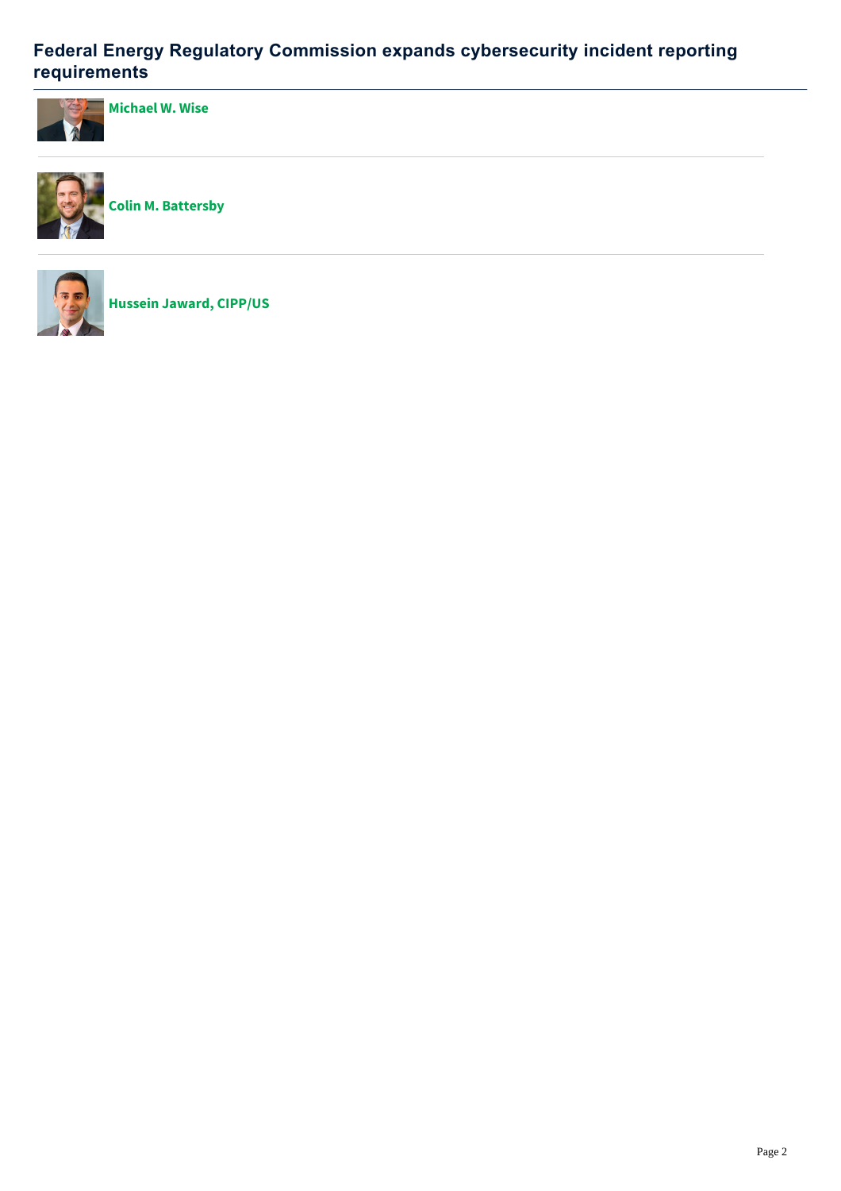## Federal Energy Regulatory Commission expands cybersecurity incident reporting requirements

**Michael W. Wise**

---

**Colin M. Battersby**

---

**Hussein Jaward, CIPP/US**